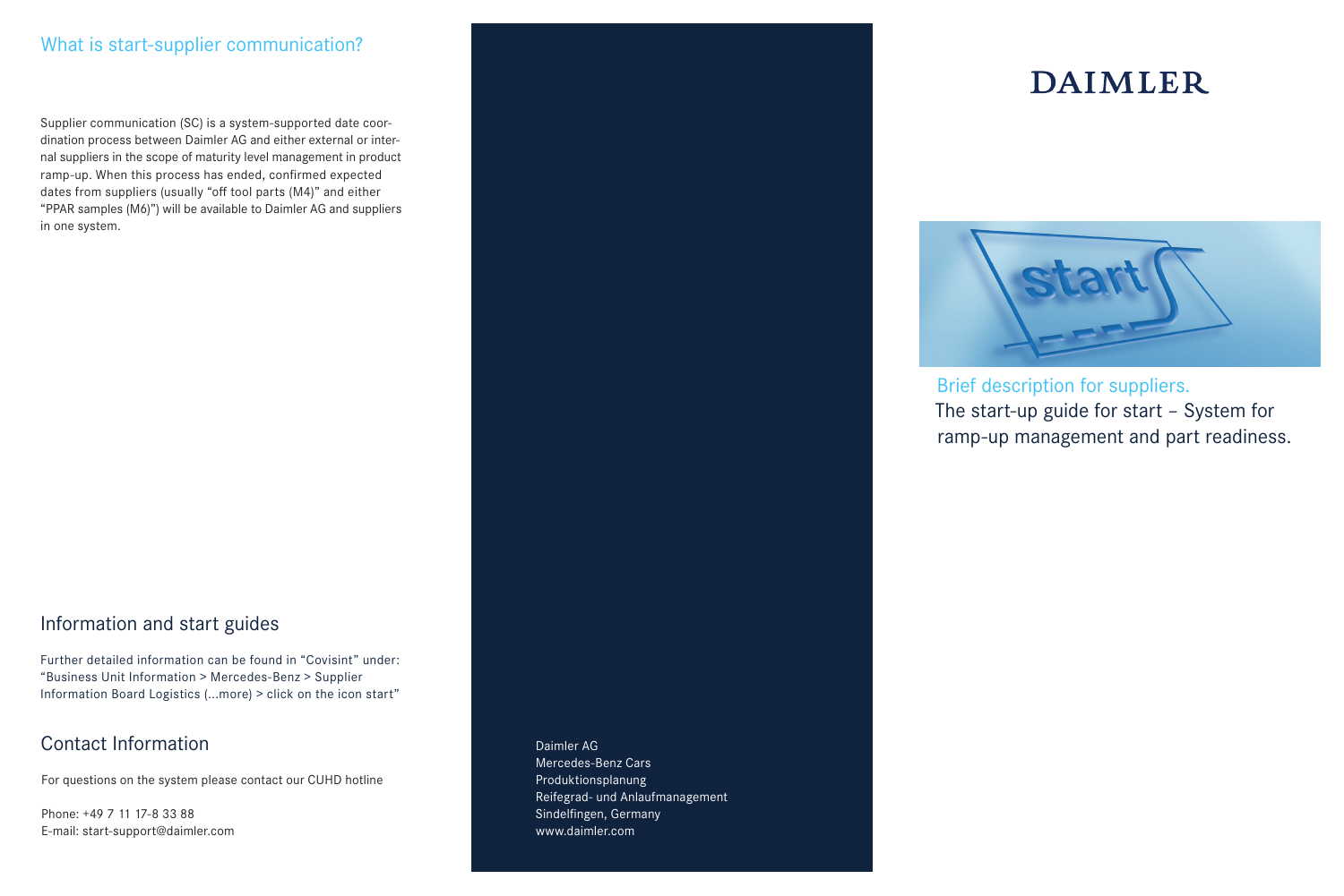## What is start-supplier communication?

Supplier communication (SC) is a system-supported date coordination process between Daimler AG and either external or internal suppliers in the scope of maturity level management in product ramp-up. When this process has ended, confirmed expected dates from suppliers (usually “off tool parts (M4)” and either “PPAR samples (M6)”) will be available to Daimler AG and suppliers in one system.

## Information and start guides

Further detailed information can be found in “Covisint” under: “Business Unit Information > Mercedes-Benz > Supplier Information Board Logistics (...more) > click on the icon start”

## Contact Information

For questions on the system please contact our CUHD hotline

Phone: +49 7 11 17-8 33 88
E-mail: start-support@daimler.com

Daimler AG
Mercedes-Benz Cars
Produktionsplanung
Reifegrad- und Anlaufmanagement
Sindelfingen, Germany
www.daimler.com

# DAIMLER

Brief description for suppliers.

The start-up guide for start – System for ramp-up management and part readiness.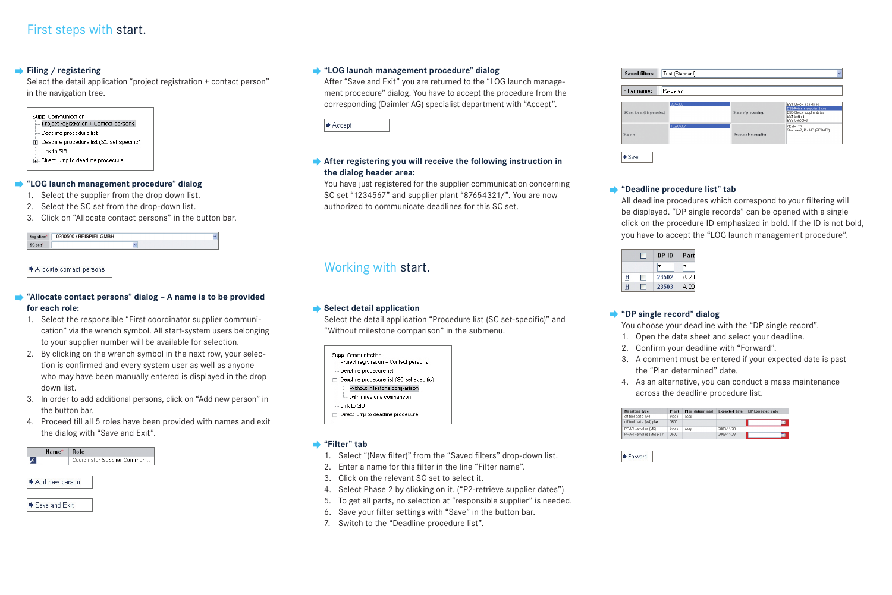# First steps with start.

## Filing / registering

Select the detail application "project registration + contact person" in the navigation tree.

Supp. Communication
Project registration + Contact persons
Deadline procedure list
Deadline procedure list (SC set specific)
Link to SIB
Direct jump to deadline procedure

## "LOG launch management procedure" dialog

1. Select the supplier from the drop down list.
2. Select the SC set from the drop-down list.
3. Click on "Allocate contact persons" in the button bar.

Supplier* 10290500 / BEISPIEL GMBH
SC set*

Allocate contact persons

## "Allocate contact persons" dialog – A name is to be provided for each role:

1. Select the responsible "First coordinator supplier communication" via the wrench symbol. All start-system users belonging to your supplier number will be available for selection.
2. By clicking on the wrench symbol in the next row, your selection is confirmed and every system user as well as anyone who may have been manually entered is displayed in the drop down list.
3. In order to add additional persons, click on "Add new person" in the button bar.
4. Proceed till all 5 roles have been provided with names and exit the dialog with "Save and Exit".

| | Name* | Role |
|---|---|---|
| | | Coordinator Supplier Commun. |

Add new person

Save and Exit

## "LOG launch management procedure" dialog

After "Save and Exit" you are returned to the "LOG launch management procedure" dialog. You have to accept the procedure from the corresponding (Daimler AG) specialist department with "Accept".

Accept

## After registering you will receive the following instruction in the dialog header area:

You have just registered for the supplier communication concerning SC set "1234567" and supplier plant "87654321/". You are now authorized to communicate deadlines for this SC set.

# Working with start.

## Select detail application

Select the detail application "Procedure list (SC set-specific)" and "Without milestone comparison" in the submenu.

Supp. Communication
Project registration + Contact persons
Deadline procedure list
Deadline procedure list (SC set specific)
without milestone comparison
with milestone comparison
Link to SIB
Direct jump to deadline procedure

## "Filter" tab

1. Select "(New filter)" from the "Saved filters" drop-down list.
2. Enter a name for this filter in the line "Filter name".
3. Click on the relevant SC set to select it.
4. Select Phase 2 by clicking on it. ("P2-retrieve supplier dates")
5. To get all parts, no selection at "responsible supplier" is needed.
6. Save your filter settings with "Save" in the button bar.
7. Switch to the "Deadline procedure list".

Saved filters: Test (Standard)

Filter name: P2-Dates

Save

## "Deadline procedure list" tab

All deadline procedures which correspond to your filtering will be displayed. "DP single records" can be opened with a single click on the procedure ID emphasized in bold. If the ID is not bold, you have to accept the "LOG launch management procedure".

| | | DP ID | Part |
|---|---|---|---|
| | | * | * |
| H | | 23502 | A 20 |
| H | | 23503 | A 20 |

## "DP single record" dialog

You choose your deadline with the "DP single record".

1. Open the date sheet and select your deadline.
2. Confirm your deadline with "Forward".
3. A comment must be entered if your expected date is past the "Plan determined" date.
4. As an alternative, you can conduct a mass maintenance across the deadline procedure list.

Forward